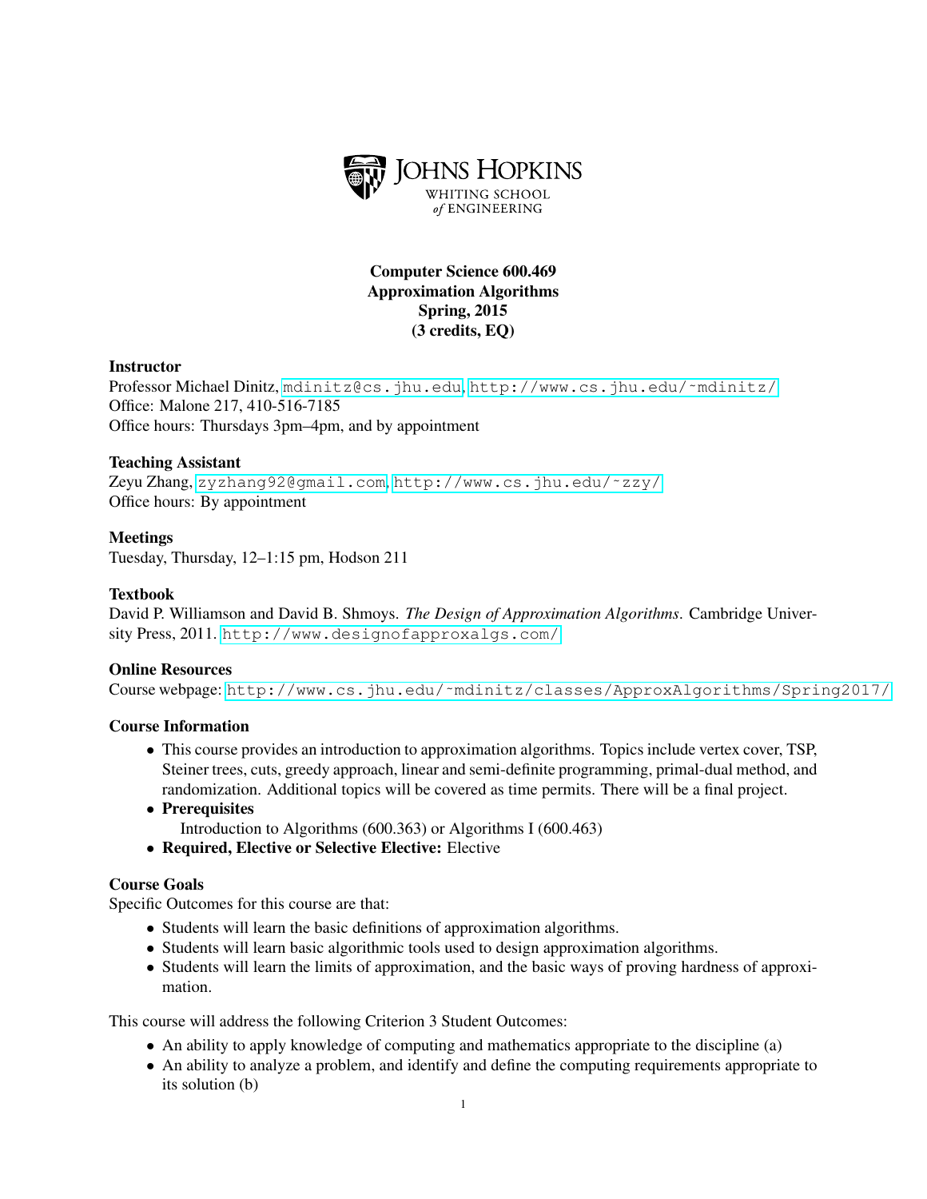JOHNS HOPKINS
WHITING SCHOOL
*of* ENGINEERING

# Computer Science 600.469
# Approximation Algorithms
# Spring, 2015
# (3 credits, EQ)

### Instructor

Professor Michael Dinitz, mdinitz@cs.jhu.edu, http://www.cs.jhu.edu/~mdinitz/
Office: Malone 217, 410-516-7185
Office hours: Thursdays 3pm–4pm, and by appointment

### Teaching Assistant

Zeyu Zhang, zyzhang92@gmail.com, http://www.cs.jhu.edu/~zzy/
Office hours: By appointment

### Meetings

Tuesday, Thursday, 12–1:15 pm, Hodson 211

### Textbook

David P. Williamson and David B. Shmoys. *The Design of Approximation Algorithms*. Cambridge University Press, 2011. http://www.designofapproxalgs.com/

### Online Resources

Course webpage: http://www.cs.jhu.edu/~mdinitz/classes/ApproxAlgorithms/Spring2017/

### Course Information

- This course provides an introduction to approximation algorithms. Topics include vertex cover, TSP, Steiner trees, cuts, greedy approach, linear and semi-definite programming, primal-dual method, and randomization. Additional topics will be covered as time permits. There will be a final project.
- **Prerequisites**
  Introduction to Algorithms (600.363) or Algorithms I (600.463)
- **Required, Elective or Selective Elective:** Elective

### Course Goals

Specific Outcomes for this course are that:

- Students will learn the basic definitions of approximation algorithms.
- Students will learn basic algorithmic tools used to design approximation algorithms.
- Students will learn the limits of approximation, and the basic ways of proving hardness of approximation.

This course will address the following Criterion 3 Student Outcomes:

- An ability to apply knowledge of computing and mathematics appropriate to the discipline (a)
- An ability to analyze a problem, and identify and define the computing requirements appropriate to its solution (b)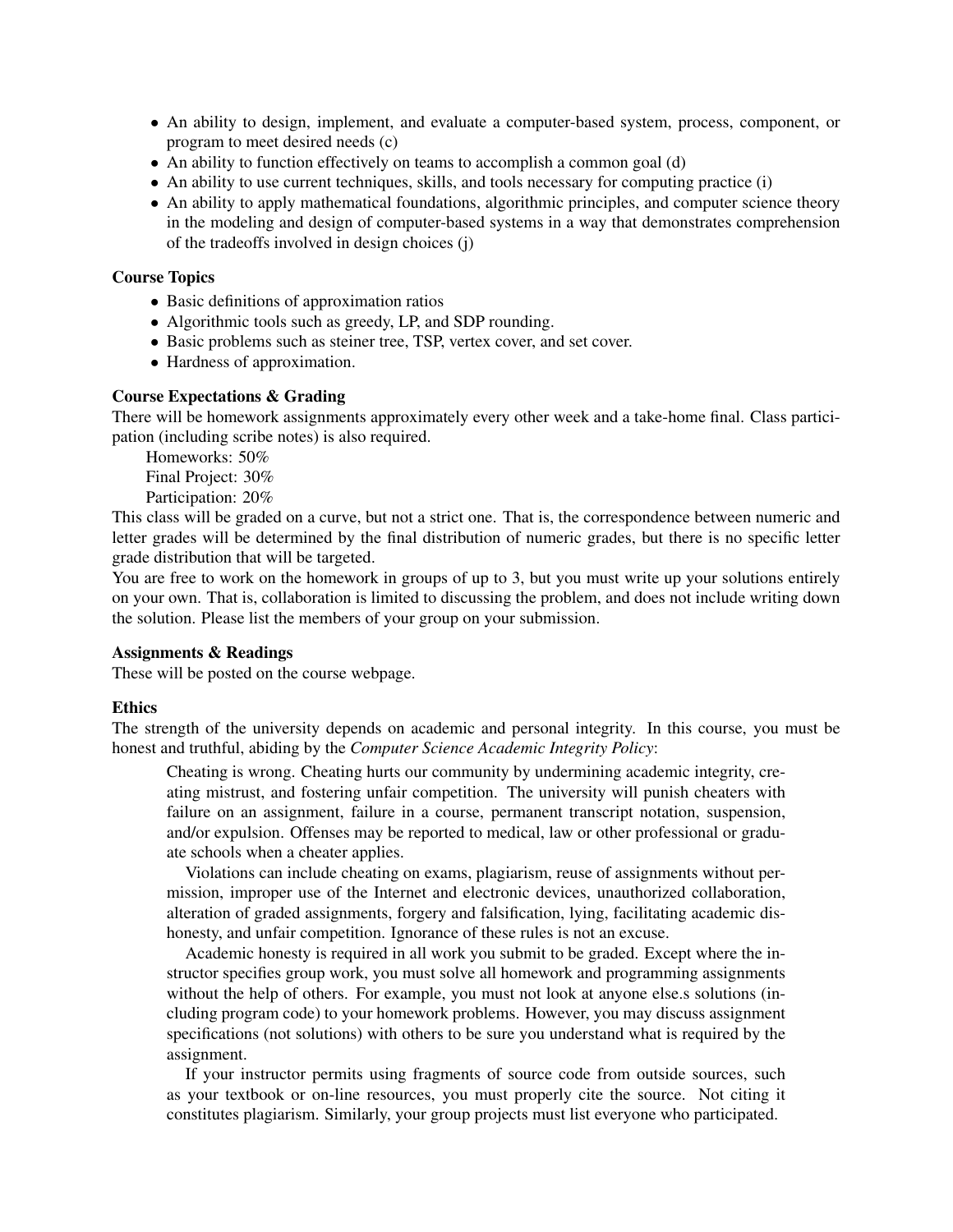- An ability to design, implement, and evaluate a computer-based system, process, component, or program to meet desired needs (c)
- An ability to function effectively on teams to accomplish a common goal (d)
- An ability to use current techniques, skills, and tools necessary for computing practice (i)
- An ability to apply mathematical foundations, algorithmic principles, and computer science theory in the modeling and design of computer-based systems in a way that demonstrates comprehension of the tradeoffs involved in design choices (j)

### Course Topics

- Basic definitions of approximation ratios
- Algorithmic tools such as greedy, LP, and SDP rounding.
- Basic problems such as steiner tree, TSP, vertex cover, and set cover.
- Hardness of approximation.

### Course Expectations & Grading

There will be homework assignments approximately every other week and a take-home final. Class participation (including scribe notes) is also required.

Homeworks: 50%
Final Project: 30%
Participation: 20%

This class will be graded on a curve, but not a strict one. That is, the correspondence between numeric and letter grades will be determined by the final distribution of numeric grades, but there is no specific letter grade distribution that will be targeted.

You are free to work on the homework in groups of up to 3, but you must write up your solutions entirely on your own. That is, collaboration is limited to discussing the problem, and does not include writing down the solution. Please list the members of your group on your submission.

### Assignments & Readings

These will be posted on the course webpage.

### Ethics

The strength of the university depends on academic and personal integrity. In this course, you must be honest and truthful, abiding by the *Computer Science Academic Integrity Policy*:

> Cheating is wrong. Cheating hurts our community by undermining academic integrity, creating mistrust, and fostering unfair competition. The university will punish cheaters with failure on an assignment, failure in a course, permanent transcript notation, suspension, and/or expulsion. Offenses may be reported to medical, law or other professional or graduate schools when a cheater applies.
>
> Violations can include cheating on exams, plagiarism, reuse of assignments without permission, improper use of the Internet and electronic devices, unauthorized collaboration, alteration of graded assignments, forgery and falsification, lying, facilitating academic dishonesty, and unfair competition. Ignorance of these rules is not an excuse.
>
> Academic honesty is required in all work you submit to be graded. Except where the instructor specifies group work, you must solve all homework and programming assignments without the help of others. For example, you must not look at anyone else.s solutions (including program code) to your homework problems. However, you may discuss assignment specifications (not solutions) with others to be sure you understand what is required by the assignment.
>
> If your instructor permits using fragments of source code from outside sources, such as your textbook or on-line resources, you must properly cite the source. Not citing it constitutes plagiarism. Similarly, your group projects must list everyone who participated.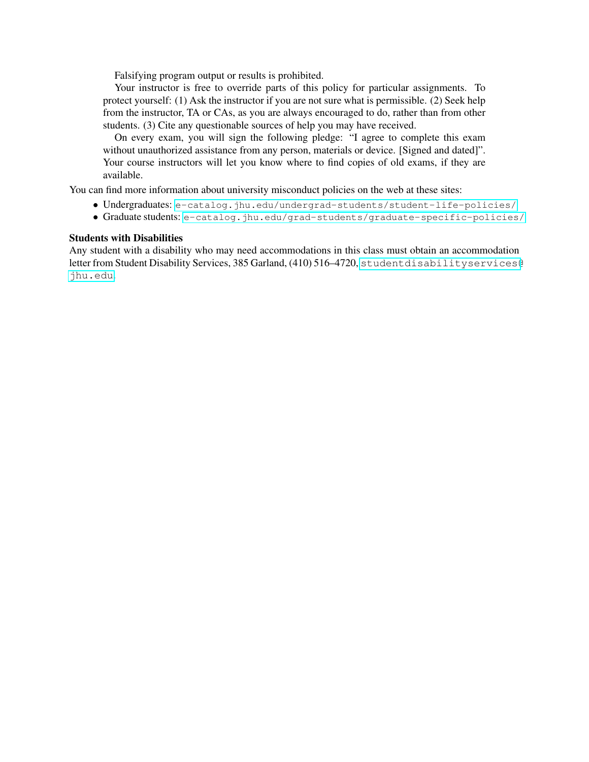Falsifying program output or results is prohibited.

Your instructor is free to override parts of this policy for particular assignments. To protect yourself: (1) Ask the instructor if you are not sure what is permissible. (2) Seek help from the instructor, TA or CAs, as you are always encouraged to do, rather than from other students. (3) Cite any questionable sources of help you may have received.

On every exam, you will sign the following pledge: "I agree to complete this exam without unauthorized assistance from any person, materials or device. [Signed and dated]". Your course instructors will let you know where to find copies of old exams, if they are available.

You can find more information about university misconduct policies on the web at these sites:

- Undergraduates: `e-catalog.jhu.edu/undergrad-students/student-life-policies/`
- Graduate students: `e-catalog.jhu.edu/grad-students/graduate-specific-policies/`

**Students with Disabilities**

Any student with a disability who may need accommodations in this class must obtain an accommodation letter from Student Disability Services, 385 Garland, (410) 516–4720, `studentdisabilityservices@jhu.edu`.